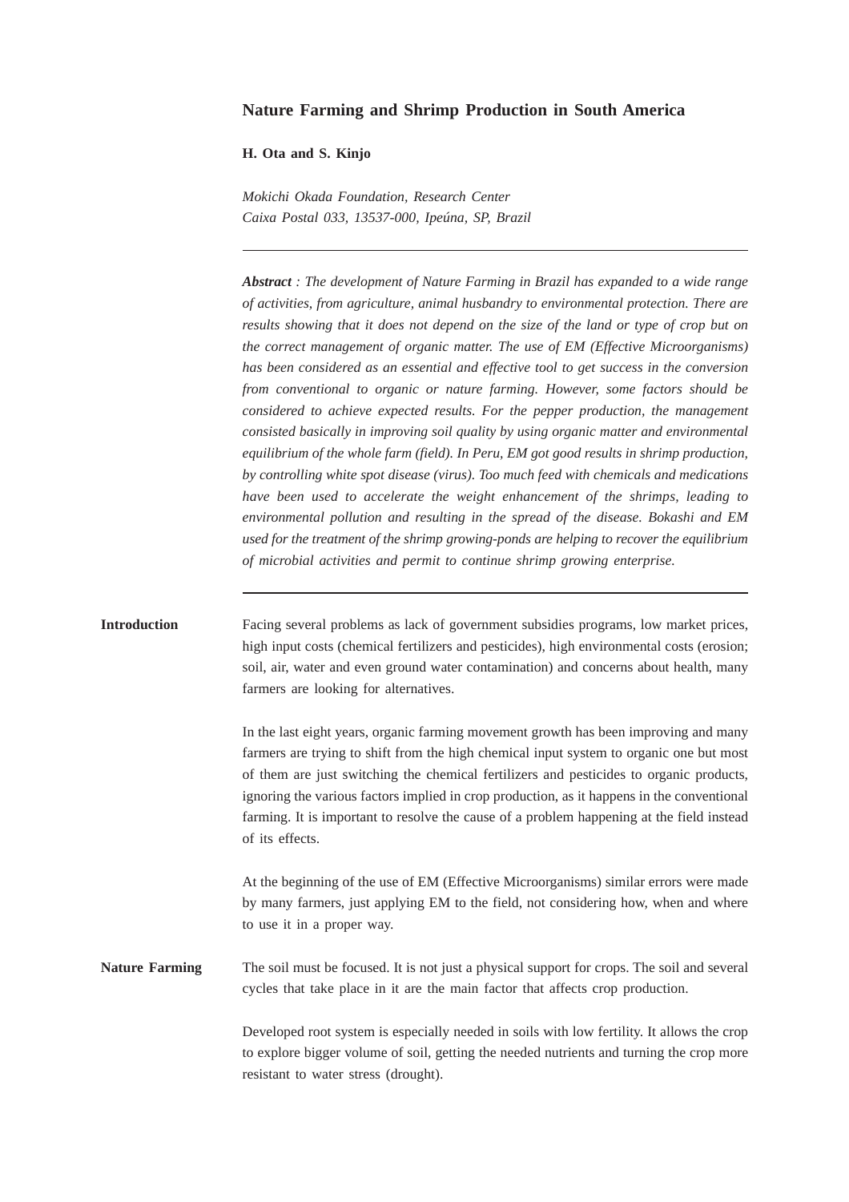# Nature Farming and Shrimp Production in South America

**H. Ota and S. Kinjo**

*Mokichi Okada Foundation, Research Center*
*Caixa Postal 033, 13537-000, Ipeúna, SP, Brazil*

---

***Abstract** : The development of Nature Farming in Brazil has expanded to a wide range of activities, from agriculture, animal husbandry to environmental protection. There are results showing that it does not depend on the size of the land or type of crop but on the correct management of organic matter. The use of EM (Effective Microorganisms) has been considered as an essential and effective tool to get success in the conversion from conventional to organic or nature farming. However, some factors should be considered to achieve expected results. For the pepper production, the management consisted basically in improving soil quality by using organic matter and environmental equilibrium of the whole farm (field). In Peru, EM got good results in shrimp production, by controlling white spot disease (virus). Too much feed with chemicals and medications have been used to accelerate the weight enhancement of the shrimps, leading to environmental pollution and resulting in the spread of the disease. Bokashi and EM used for the treatment of the shrimp growing-ponds are helping to recover the equilibrium of microbial activities and permit to continue shrimp growing enterprise.*

---

## Introduction

Facing several problems as lack of government subsidies programs, low market prices, high input costs (chemical fertilizers and pesticides), high environmental costs (erosion; soil, air, water and even ground water contamination) and concerns about health, many farmers are looking for alternatives.

In the last eight years, organic farming movement growth has been improving and many farmers are trying to shift from the high chemical input system to organic one but most of them are just switching the chemical fertilizers and pesticides to organic products, ignoring the various factors implied in crop production, as it happens in the conventional farming. It is important to resolve the cause of a problem happening at the field instead of its effects.

At the beginning of the use of EM (Effective Microorganisms) similar errors were made by many farmers, just applying EM to the field, not considering how, when and where to use it in a proper way.

## Nature Farming

The soil must be focused. It is not just a physical support for crops. The soil and several cycles that take place in it are the main factor that affects crop production.

Developed root system is especially needed in soils with low fertility. It allows the crop to explore bigger volume of soil, getting the needed nutrients and turning the crop more resistant to water stress (drought).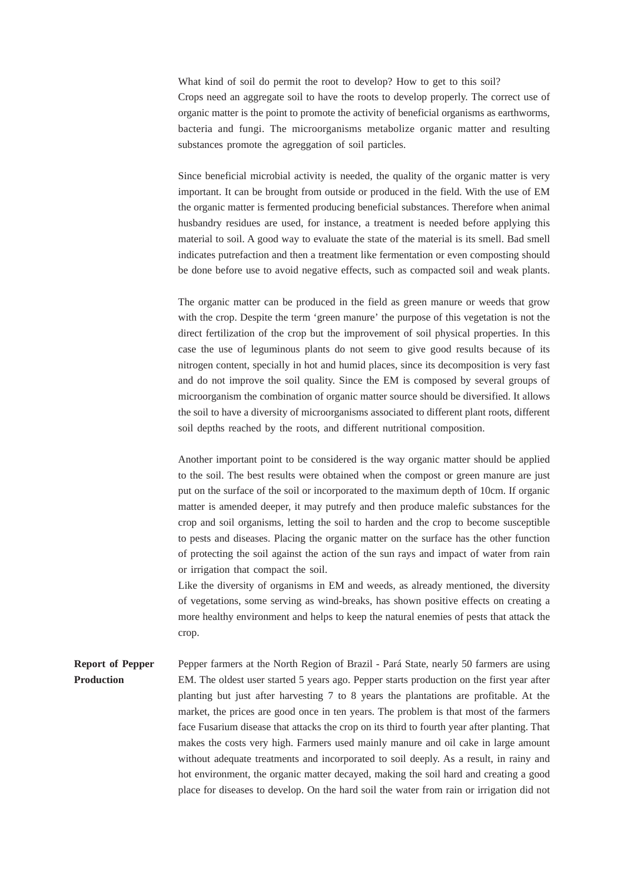What kind of soil do permit the root to develop? How to get to this soil?
Crops need an aggregate soil to have the roots to develop properly. The correct use of organic matter is the point to promote the activity of beneficial organisms as earthworms, bacteria and fungi. The microorganisms metabolize organic matter and resulting substances promote the agreggation of soil particles.

Since beneficial microbial activity is needed, the quality of the organic matter is very important. It can be brought from outside or produced in the field. With the use of EM the organic matter is fermented producing beneficial substances. Therefore when animal husbandry residues are used, for instance, a treatment is needed before applying this material to soil. A good way to evaluate the state of the material is its smell. Bad smell indicates putrefaction and then a treatment like fermentation or even composting should be done before use to avoid negative effects, such as compacted soil and weak plants.

The organic matter can be produced in the field as green manure or weeds that grow with the crop. Despite the term 'green manure' the purpose of this vegetation is not the direct fertilization of the crop but the improvement of soil physical properties. In this case the use of leguminous plants do not seem to give good results because of its nitrogen content, specially in hot and humid places, since its decomposition is very fast and do not improve the soil quality. Since the EM is composed by several groups of microorganism the combination of organic matter source should be diversified. It allows the soil to have a diversity of microorganisms associated to different plant roots, different soil depths reached by the roots, and different nutritional composition.

Another important point to be considered is the way organic matter should be applied to the soil. The best results were obtained when the compost or green manure are just put on the surface of the soil or incorporated to the maximum depth of 10cm. If organic matter is amended deeper, it may putrefy and then produce malefic substances for the crop and soil organisms, letting the soil to harden and the crop to become susceptible to pests and diseases. Placing the organic matter on the surface has the other function of protecting the soil against the action of the sun rays and impact of water from rain or irrigation that compact the soil.
Like the diversity of organisms in EM and weeds, as already mentioned, the diversity of vegetations, some serving as wind-breaks, has shown positive effects on creating a more healthy environment and helps to keep the natural enemies of pests that attack the crop.

**Report of Pepper Production**

Pepper farmers at the North Region of Brazil - Pará State, nearly 50 farmers are using EM. The oldest user started 5 years ago. Pepper starts production on the first year after planting but just after harvesting 7 to 8 years the plantations are profitable. At the market, the prices are good once in ten years. The problem is that most of the farmers face Fusarium disease that attacks the crop on its third to fourth year after planting. That makes the costs very high. Farmers used mainly manure and oil cake in large amount without adequate treatments and incorporated to soil deeply. As a result, in rainy and hot environment, the organic matter decayed, making the soil hard and creating a good place for diseases to develop. On the hard soil the water from rain or irrigation did not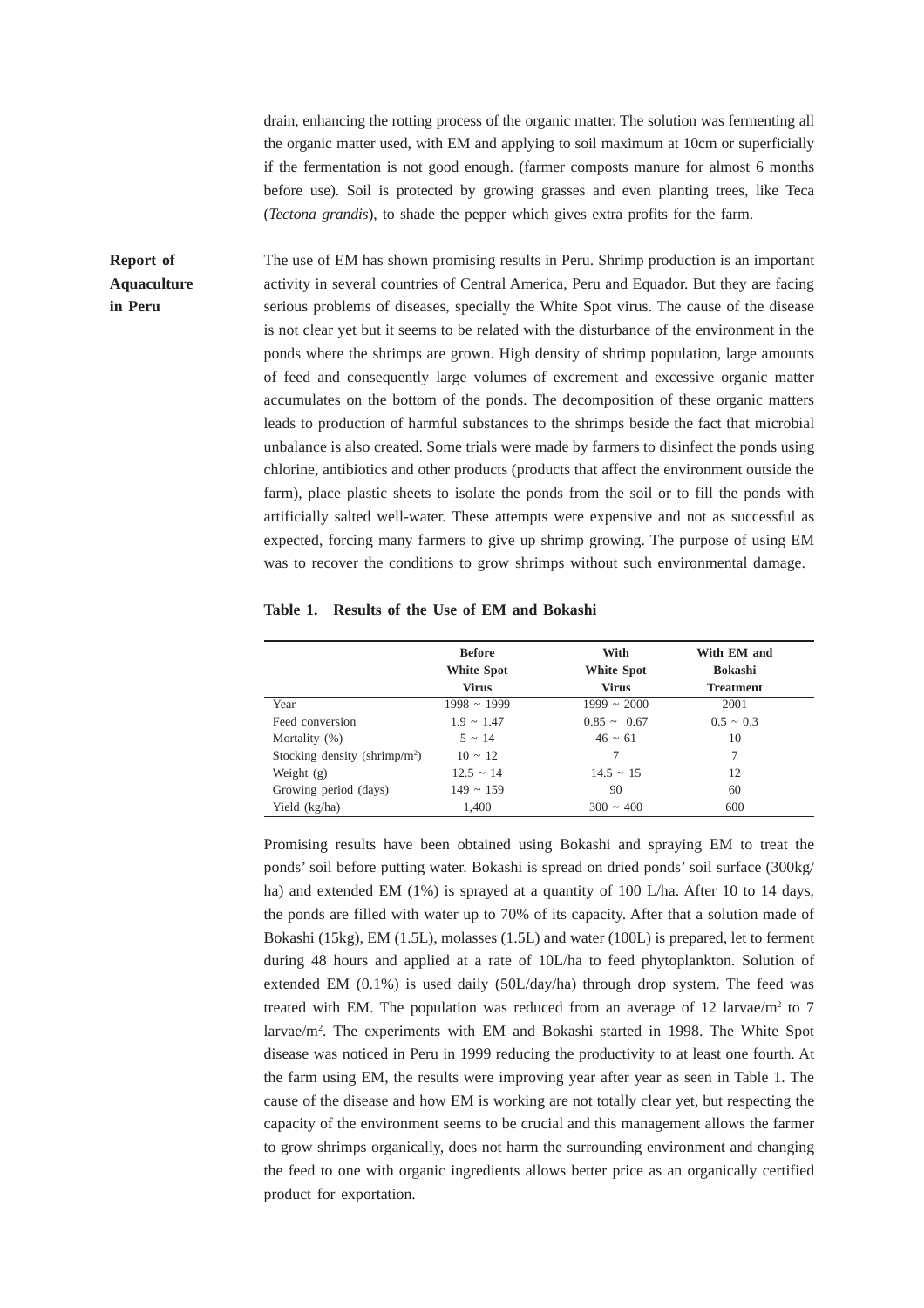drain, enhancing the rotting process of the organic matter. The solution was fermenting all the organic matter used, with EM and applying to soil maximum at 10cm or superficially if the fermentation is not good enough. (farmer composts manure for almost 6 months before use). Soil is protected by growing grasses and even planting trees, like Teca (*Tectona grandis*), to shade the pepper which gives extra profits for the farm.

## Report of Aquaculture in Peru

The use of EM has shown promising results in Peru. Shrimp production is an important activity in several countries of Central America, Peru and Equador. But they are facing serious problems of diseases, specially the White Spot virus. The cause of the disease is not clear yet but it seems to be related with the disturbance of the environment in the ponds where the shrimps are grown. High density of shrimp population, large amounts of feed and consequently large volumes of excrement and excessive organic matter accumulates on the bottom of the ponds. The decomposition of these organic matters leads to production of harmful substances to the shrimps beside the fact that microbial unbalance is also created. Some trials were made by farmers to disinfect the ponds using chlorine, antibiotics and other products (products that affect the environment outside the farm), place plastic sheets to isolate the ponds from the soil or to fill the ponds with artificially salted well-water. These attempts were expensive and not as successful as expected, forcing many farmers to give up shrimp growing. The purpose of using EM was to recover the conditions to grow shrimps without such environmental damage.

**Table 1. Results of the Use of EM and Bokashi**

| | Before White Spot Virus | With White Spot Virus | With EM and Bokashi Treatment |
|---|---|---|---|
| Year | 1998 ~ 1999 | 1999 ~ 2000 | 2001 |
| Feed conversion | 1.9 ~ 1.47 | 0.85 ~ 0.67 | 0.5 ~ 0.3 |
| Mortality (%) | 5 ~ 14 | 46 ~ 61 | 10 |
| Stocking density (shrimp/m$^2$) | 10 ~ 12 | 7 | 7 |
| Weight (g) | 12.5 ~ 14 | 14.5 ~ 15 | 12 |
| Growing period (days) | 149 ~ 159 | 90 | 60 |
| Yield (kg/ha) | 1,400 | 300 ~ 400 | 600 |

Promising results have been obtained using Bokashi and spraying EM to treat the ponds' soil before putting water. Bokashi is spread on dried ponds' soil surface (300kg/ha) and extended EM (1%) is sprayed at a quantity of 100 L/ha. After 10 to 14 days, the ponds are filled with water up to 70% of its capacity. After that a solution made of Bokashi (15kg), EM (1.5L), molasses (1.5L) and water (100L) is prepared, let to ferment during 48 hours and applied at a rate of 10L/ha to feed phytoplankton. Solution of extended EM (0.1%) is used daily (50L/day/ha) through drop system. The feed was treated with EM. The population was reduced from an average of 12 larvae/m$^2$ to 7 larvae/m$^2$. The experiments with EM and Bokashi started in 1998. The White Spot disease was noticed in Peru in 1999 reducing the productivity to at least one fourth. At the farm using EM, the results were improving year after year as seen in Table 1. The cause of the disease and how EM is working are not totally clear yet, but respecting the capacity of the environment seems to be crucial and this management allows the farmer to grow shrimps organically, does not harm the surrounding environment and changing the feed to one with organic ingredients allows better price as an organically certified product for exportation.